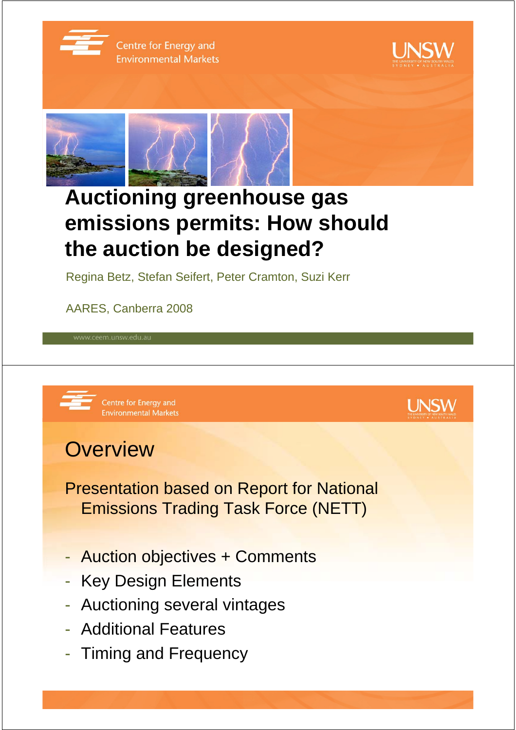# Auctioning greenhouse gas emissions permits: How should the auction be designed?

Regina Betz, Stefan Seifert, Peter Cramton, Suzi Kerr

AARES, Canberra 2008

## Overview

Presentation based on Report for National Emissions Trading Task Force (NETT)

- Auction objectives + Comments
- Key Design Elements
- Auctioning several vintages
- Additional Features
- Timing and Frequency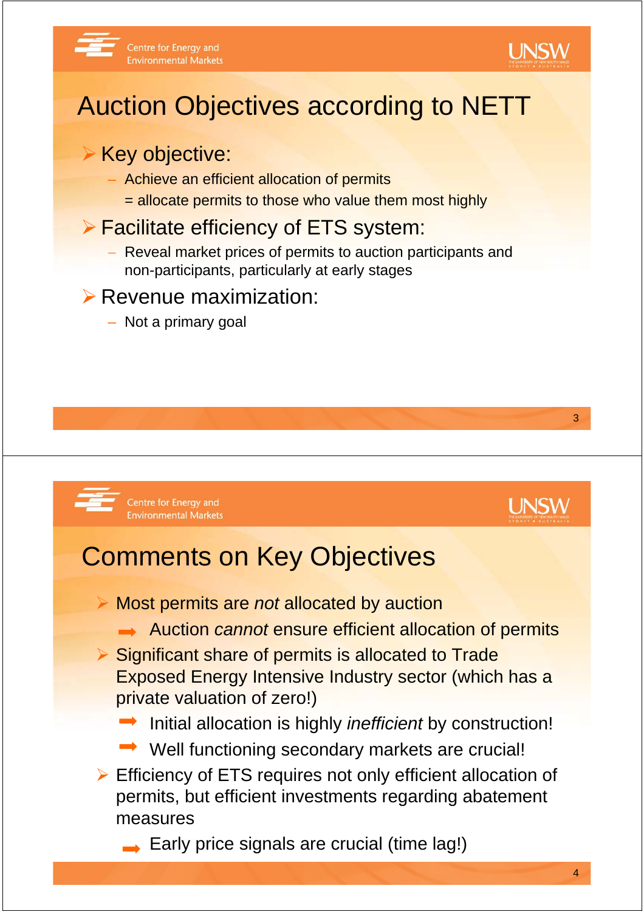# Auction Objectives according to NETT

- Key objective:
  - Achieve an efficient allocation of permits
    = allocate permits to those who value them most highly
- Facilitate efficiency of ETS system:
  - Reveal market prices of permits to auction participants and non-participants, particularly at early stages
- Revenue maximization:
  - Not a primary goal

# Comments on Key Objectives

- Most permits are *not* allocated by auction
  - ➡ Auction *cannot* ensure efficient allocation of permits
- Significant share of permits is allocated to Trade Exposed Energy Intensive Industry sector (which has a private valuation of zero!)
  - ➡ Initial allocation is highly *inefficient* by construction!
  - ➡ Well functioning secondary markets are crucial!
- Efficiency of ETS requires not only efficient allocation of permits, but efficient investments regarding abatement measures
  - ➡ Early price signals are crucial (time lag!)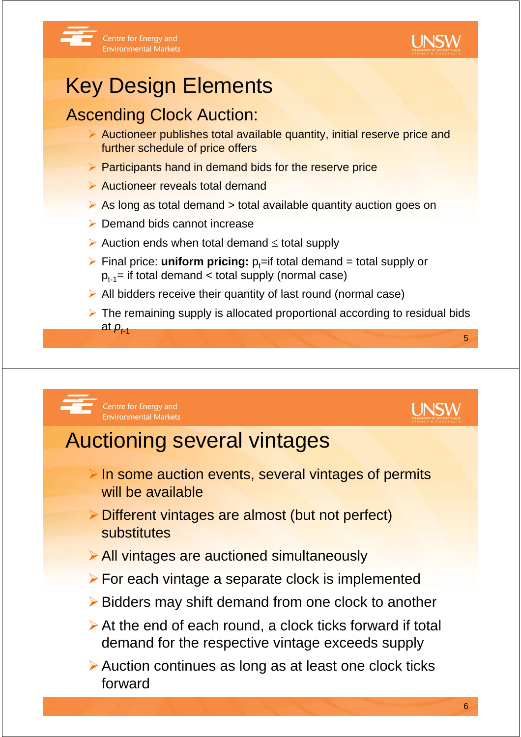# Key Design Elements

## Ascending Clock Auction:

- Auctioneer publishes total available quantity, initial reserve price and further schedule of price offers
- Participants hand in demand bids for the reserve price
- Auctioneer reveals total demand
- As long as total demand > total available quantity auction goes on
- Demand bids cannot increase
- Auction ends when total demand ≤ total supply
- Final price: **uniform pricing:** $p_t$=if total demand = total supply or $p_{t-1}$= if total demand < total supply (normal case)
- All bidders receive their quantity of last round (normal case)
- The remaining supply is allocated proportional according to residual bids at $p_{t-1}$

# Auctioning several vintages

- In some auction events, several vintages of permits will be available
- Different vintages are almost (but not perfect) substitutes
- All vintages are auctioned simultaneously
- For each vintage a separate clock is implemented
- Bidders may shift demand from one clock to another
- At the end of each round, a clock ticks forward if total demand for the respective vintage exceeds supply
- Auction continues as long as at least one clock ticks forward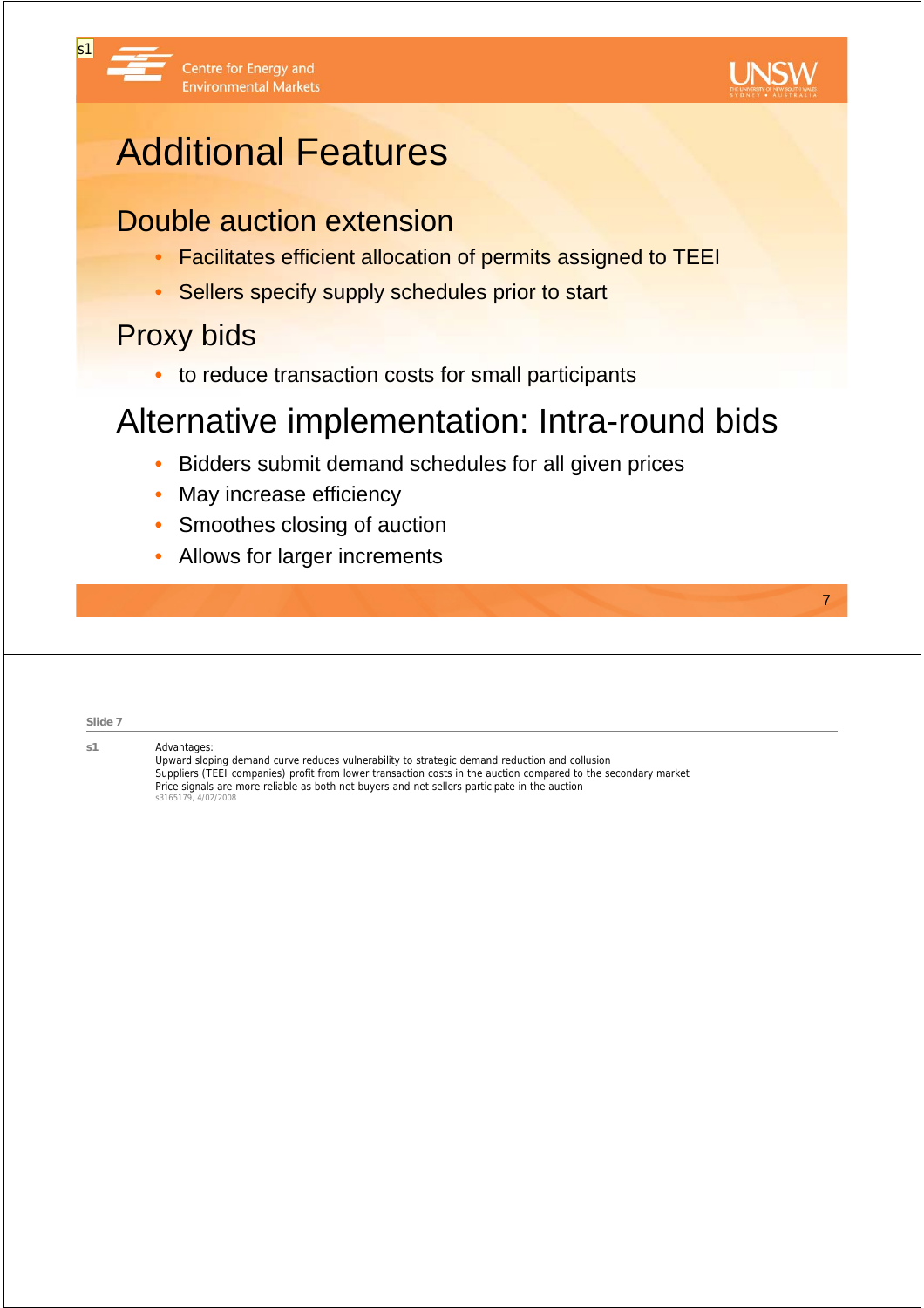# Additional Features

## Double auction extension

- Facilitates efficient allocation of permits assigned to TEEI
- Sellers specify supply schedules prior to start

## Proxy bids

- to reduce transaction costs for small participants

## Alternative implementation: Intra-round bids

- Bidders submit demand schedules for all given prices
- May increase efficiency
- Smoothes closing of auction
- Allows for larger increments

**Slide 7**

**s1** Advantages:
Upward sloping demand curve reduces vulnerability to strategic demand reduction and collusion
Suppliers (TEEI companies) profit from lower transaction costs in the auction compared to the secondary market
Price signals are more reliable as both net buyers and net sellers participate in the auction
s3165179, 4/02/2008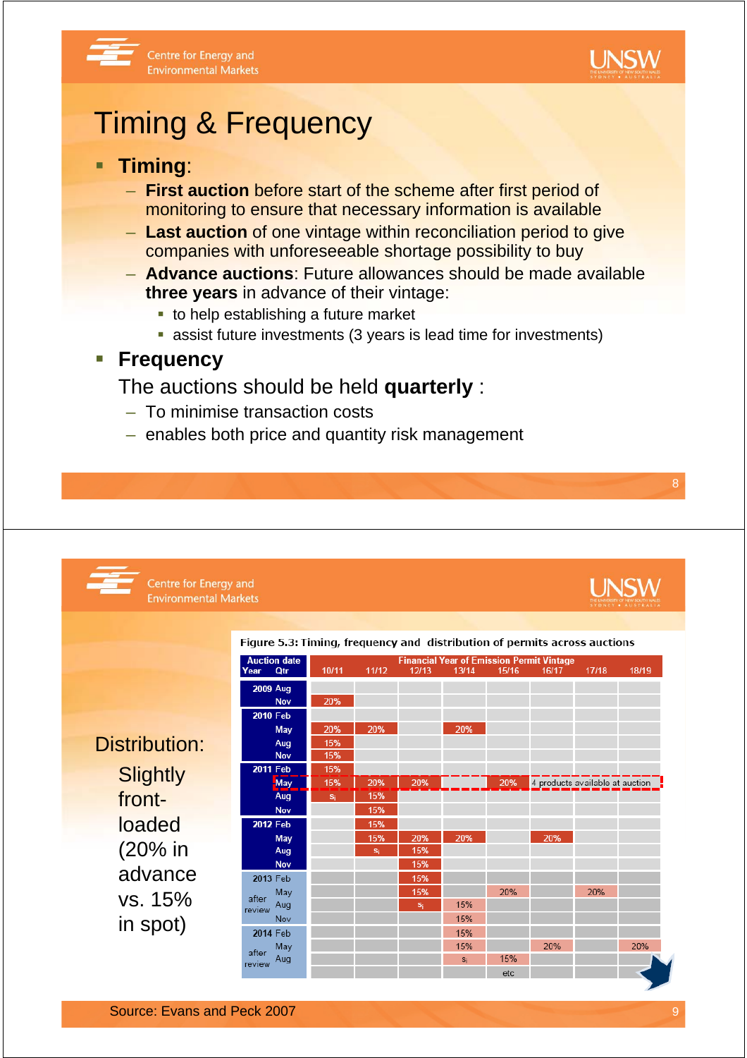# Timing & Frequency

- **Timing**:
  - **First auction** before start of the scheme after first period of monitoring to ensure that necessary information is available
  - **Last auction** of one vintage within reconciliation period to give companies with unforeseeable shortage possibility to buy
  - **Advance auctions**: Future allowances should be made available **three years** in advance of their vintage:
    - to help establishing a future market
    - assist future investments (3 years is lead time for investments)
- **Frequency**

  The auctions should be held **quarterly** :
  - To minimise transaction costs
  - enables both price and quantity risk management

---

Distribution:

Slightly front-loaded (20% in advance vs. 15% in spot)

Figure 5.3: Timing, frequency and distribution of permits across auctions

| Auction date Year | Qtr | Financial Year of Emission Permit Vintage 10/11 | 11/12 | 12/13 | 13/14 | 15/16 | 16/17 | 17/18 | 18/19 |
|---|---|---|---|---|---|---|---|---|---|
| 2009 | Aug | | | | | | | | |
| | Nov | 20% | | | | | | | |
| 2010 | Feb | | | | | | | | |
| | May | 20% | 20% | | 20% | | | | |
| | Aug | 15% | | | | | | | |
| | Nov | 15% | | | | | | | |
| 2011 | Feb | 15% | | | | | | | |
| | May | 15% | 20% | 20% | | 20% | 4 products available at auction | | |
| | Aug | $s_i$ | 15% | | | | | | |
| | Nov | | 15% | | | | | | |
| 2012 | Feb | | 15% | | | | | | |
| | May | | 15% | 20% | 20% | | 20% | | |
| | Aug | | $s_i$ | 15% | | | | | |
| | Nov | | | 15% | | | | | |
| 2013 | Feb | | | 15% | | | | | |
| after review | May | | | 15% | | 20% | | 20% | |
| | Aug | | | $s_i$ | 15% | | | | |
| | Nov | | | | 15% | | | | |
| 2014 | Feb | | | | 15% | | | | |
| after review | May | | | | 15% | | 20% | | 20% |
| | Aug | | | | $s_i$ | 15% | | | |
| | | | | | | etc | | | |

Source: Evans and Peck 2007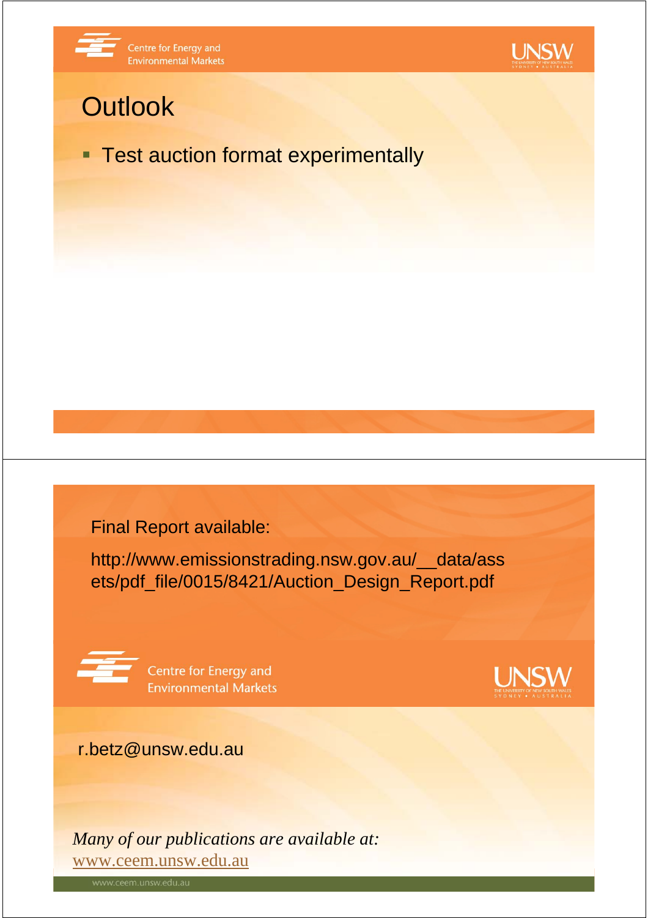## Outlook

- Test auction format experimentally

Final Report available:

http://www.emissionstrading.nsw.gov.au/__data/assets/pdf_file/0015/8421/Auction_Design_Report.pdf

r.betz@unsw.edu.au

*Many of our publications are available at:*
www.ceem.unsw.edu.au